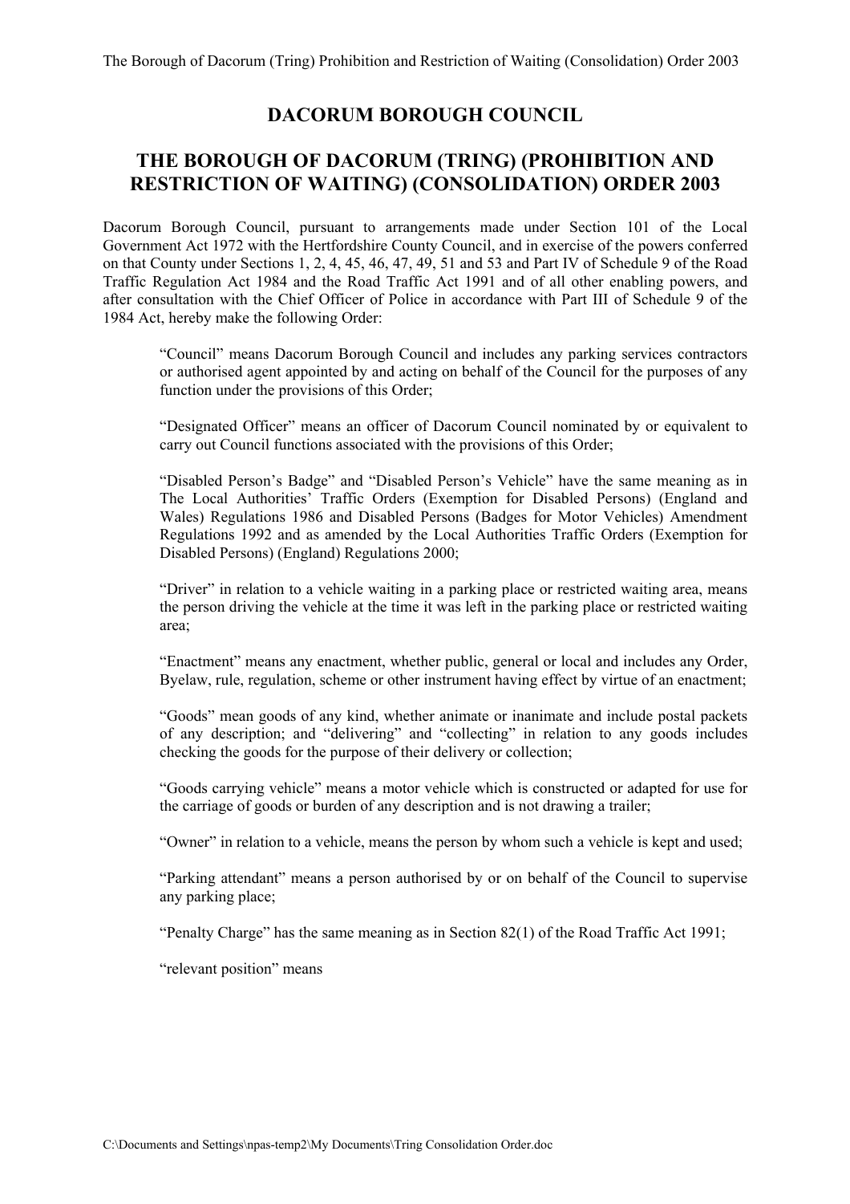# DACORUM BOROUGH COUNCIL

## THE BOROUGH OF DACORUM (TRING) (PROHIBITION AND RESTRICTION OF WAITING) (CONSOLIDATION) ORDER 2003

Dacorum Borough Council, pursuant to arrangements made under Section 101 of the Local Government Act 1972 with the Hertfordshire County Council, and in exercise of the powers conferred on that County under Sections 1, 2, 4, 45, 46, 47, 49, 51 and 53 and Part IV of Schedule 9 of the Road Traffic Regulation Act 1984 and the Road Traffic Act 1991 and of all other enabling powers, and after consultation with the Chief Officer of Police in accordance with Part III of Schedule 9 of the 1984 Act, hereby make the following Order:

"Council" means Dacorum Borough Council and includes any parking services contractors or authorised agent appointed by and acting on behalf of the Council for the purposes of any function under the provisions of this Order;

"Designated Officer" means an officer of Dacorum Council nominated by or equivalent to carry out Council functions associated with the provisions of this Order;

"Disabled Person's Badge" and "Disabled Person's Vehicle" have the same meaning as in The Local Authorities' Traffic Orders (Exemption for Disabled Persons) (England and Wales) Regulations 1986 and Disabled Persons (Badges for Motor Vehicles) Amendment Regulations 1992 and as amended by the Local Authorities Traffic Orders (Exemption for Disabled Persons) (England) Regulations 2000;

"Driver" in relation to a vehicle waiting in a parking place or restricted waiting area, means the person driving the vehicle at the time it was left in the parking place or restricted waiting area;

"Enactment" means any enactment, whether public, general or local and includes any Order, Byelaw, rule, regulation, scheme or other instrument having effect by virtue of an enactment;

"Goods" mean goods of any kind, whether animate or inanimate and include postal packets of any description; and "delivering" and "collecting" in relation to any goods includes checking the goods for the purpose of their delivery or collection;

"Goods carrying vehicle" means a motor vehicle which is constructed or adapted for use for the carriage of goods or burden of any description and is not drawing a trailer;

"Owner" in relation to a vehicle, means the person by whom such a vehicle is kept and used;

"Parking attendant" means a person authorised by or on behalf of the Council to supervise any parking place;

"Penalty Charge" has the same meaning as in Section 82(1) of the Road Traffic Act 1991;

"relevant position" means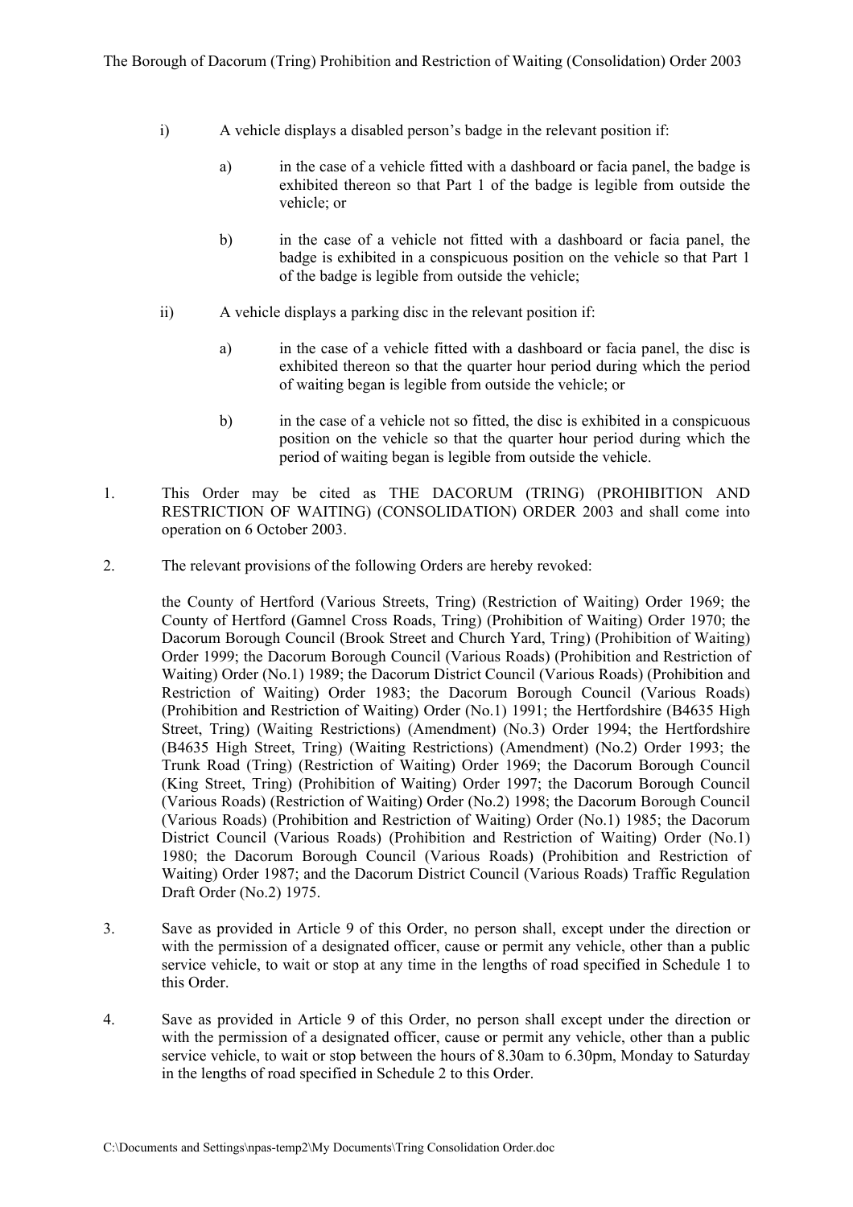i) A vehicle displays a disabled person's badge in the relevant position if:

   a) in the case of a vehicle fitted with a dashboard or facia panel, the badge is exhibited thereon so that Part 1 of the badge is legible from outside the vehicle; or

   b) in the case of a vehicle not fitted with a dashboard or facia panel, the badge is exhibited in a conspicuous position on the vehicle so that Part 1 of the badge is legible from outside the vehicle;

ii) A vehicle displays a parking disc in the relevant position if:

   a) in the case of a vehicle fitted with a dashboard or facia panel, the disc is exhibited thereon so that the quarter hour period during which the period of waiting began is legible from outside the vehicle; or

   b) in the case of a vehicle not so fitted, the disc is exhibited in a conspicuous position on the vehicle so that the quarter hour period during which the period of waiting began is legible from outside the vehicle.

1. This Order may be cited as THE DACORUM (TRING) (PROHIBITION AND RESTRICTION OF WAITING) (CONSOLIDATION) ORDER 2003 and shall come into operation on 6 October 2003.

2. The relevant provisions of the following Orders are hereby revoked:

   the County of Hertford (Various Streets, Tring) (Restriction of Waiting) Order 1969; the County of Hertford (Gamnel Cross Roads, Tring) (Prohibition of Waiting) Order 1970; the Dacorum Borough Council (Brook Street and Church Yard, Tring) (Prohibition of Waiting) Order 1999; the Dacorum Borough Council (Various Roads) (Prohibition and Restriction of Waiting) Order (No.1) 1989; the Dacorum District Council (Various Roads) (Prohibition and Restriction of Waiting) Order 1983; the Dacorum Borough Council (Various Roads) (Prohibition and Restriction of Waiting) Order (No.1) 1991; the Hertfordshire (B4635 High Street, Tring) (Waiting Restrictions) (Amendment) (No.3) Order 1994; the Hertfordshire (B4635 High Street, Tring) (Waiting Restrictions) (Amendment) (No.2) Order 1993; the Trunk Road (Tring) (Restriction of Waiting) Order 1969; the Dacorum Borough Council (King Street, Tring) (Prohibition of Waiting) Order 1997; the Dacorum Borough Council (Various Roads) (Restriction of Waiting) Order (No.2) 1998; the Dacorum Borough Council (Various Roads) (Prohibition and Restriction of Waiting) Order (No.1) 1985; the Dacorum District Council (Various Roads) (Prohibition and Restriction of Waiting) Order (No.1) 1980; the Dacorum Borough Council (Various Roads) (Prohibition and Restriction of Waiting) Order 1987; and the Dacorum District Council (Various Roads) Traffic Regulation Draft Order (No.2) 1975.

3. Save as provided in Article 9 of this Order, no person shall, except under the direction or with the permission of a designated officer, cause or permit any vehicle, other than a public service vehicle, to wait or stop at any time in the lengths of road specified in Schedule 1 to this Order.

4. Save as provided in Article 9 of this Order, no person shall except under the direction or with the permission of a designated officer, cause or permit any vehicle, other than a public service vehicle, to wait or stop between the hours of 8.30am to 6.30pm, Monday to Saturday in the lengths of road specified in Schedule 2 to this Order.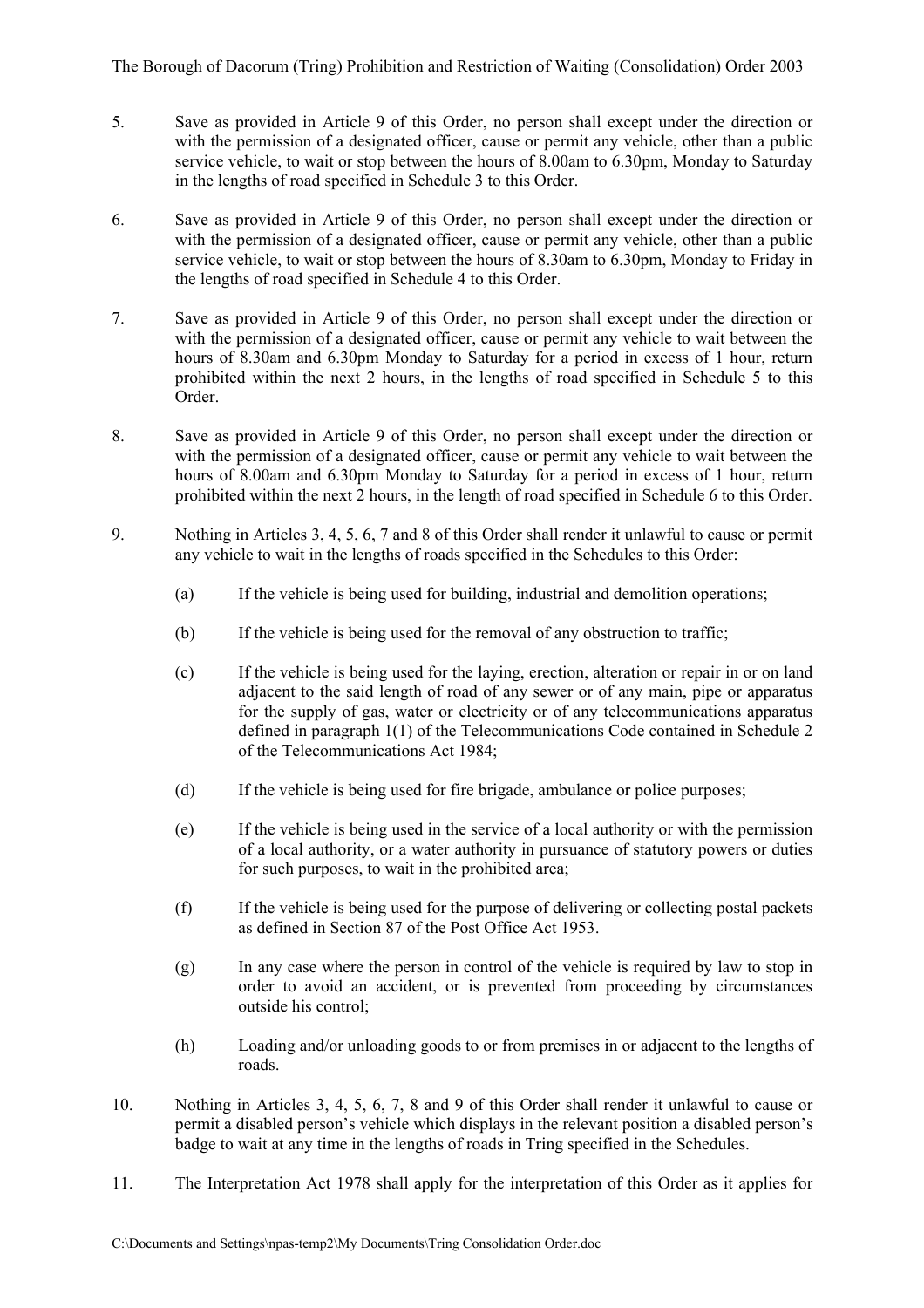5. Save as provided in Article 9 of this Order, no person shall except under the direction or with the permission of a designated officer, cause or permit any vehicle, other than a public service vehicle, to wait or stop between the hours of 8.00am to 6.30pm, Monday to Saturday in the lengths of road specified in Schedule 3 to this Order.

6. Save as provided in Article 9 of this Order, no person shall except under the direction or with the permission of a designated officer, cause or permit any vehicle, other than a public service vehicle, to wait or stop between the hours of 8.30am to 6.30pm, Monday to Friday in the lengths of road specified in Schedule 4 to this Order.

7. Save as provided in Article 9 of this Order, no person shall except under the direction or with the permission of a designated officer, cause or permit any vehicle to wait between the hours of 8.30am and 6.30pm Monday to Saturday for a period in excess of 1 hour, return prohibited within the next 2 hours, in the lengths of road specified in Schedule 5 to this Order.

8. Save as provided in Article 9 of this Order, no person shall except under the direction or with the permission of a designated officer, cause or permit any vehicle to wait between the hours of 8.00am and 6.30pm Monday to Saturday for a period in excess of 1 hour, return prohibited within the next 2 hours, in the length of road specified in Schedule 6 to this Order.

9. Nothing in Articles 3, 4, 5, 6, 7 and 8 of this Order shall render it unlawful to cause or permit any vehicle to wait in the lengths of roads specified in the Schedules to this Order:

   (a) If the vehicle is being used for building, industrial and demolition operations;

   (b) If the vehicle is being used for the removal of any obstruction to traffic;

   (c) If the vehicle is being used for the laying, erection, alteration or repair in or on land adjacent to the said length of road of any sewer or of any main, pipe or apparatus for the supply of gas, water or electricity or of any telecommunications apparatus defined in paragraph 1(1) of the Telecommunications Code contained in Schedule 2 of the Telecommunications Act 1984;

   (d) If the vehicle is being used for fire brigade, ambulance or police purposes;

   (e) If the vehicle is being used in the service of a local authority or with the permission of a local authority, or a water authority in pursuance of statutory powers or duties for such purposes, to wait in the prohibited area;

   (f) If the vehicle is being used for the purpose of delivering or collecting postal packets as defined in Section 87 of the Post Office Act 1953.

   (g) In any case where the person in control of the vehicle is required by law to stop in order to avoid an accident, or is prevented from proceeding by circumstances outside his control;

   (h) Loading and/or unloading goods to or from premises in or adjacent to the lengths of roads.

10. Nothing in Articles 3, 4, 5, 6, 7, 8 and 9 of this Order shall render it unlawful to cause or permit a disabled person's vehicle which displays in the relevant position a disabled person's badge to wait at any time in the lengths of roads in Tring specified in the Schedules.

11. The Interpretation Act 1978 shall apply for the interpretation of this Order as it applies for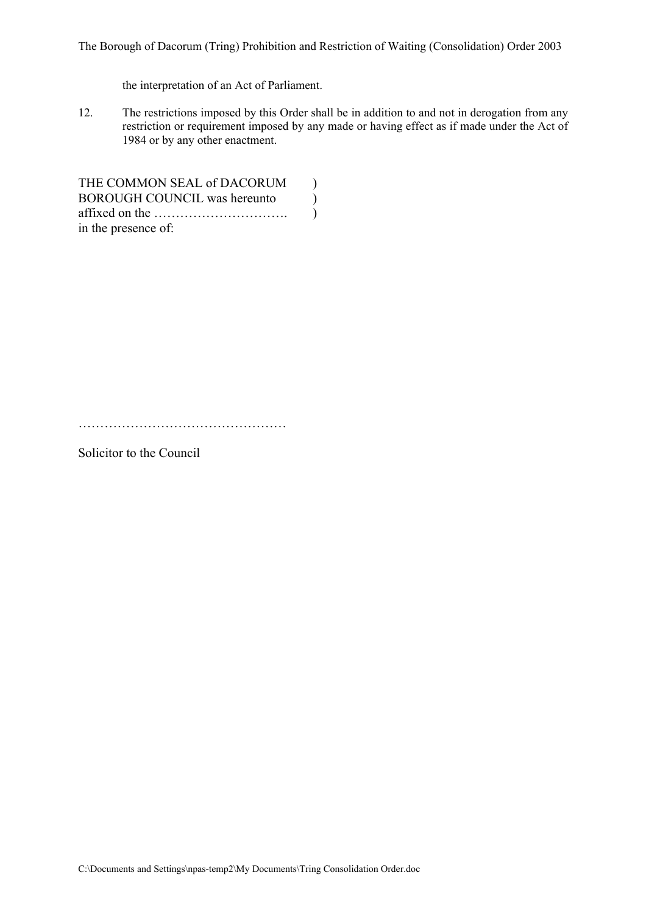the interpretation of an Act of Parliament.

12. The restrictions imposed by this Order shall be in addition to and not in derogation from any restriction or requirement imposed by any made or having effect as if made under the Act of 1984 or by any other enactment.

THE COMMON SEAL of DACORUM )
BOROUGH COUNCIL was hereunto )
affixed on the …………………………. )
in the presence of:

…………………………………………

Solicitor to the Council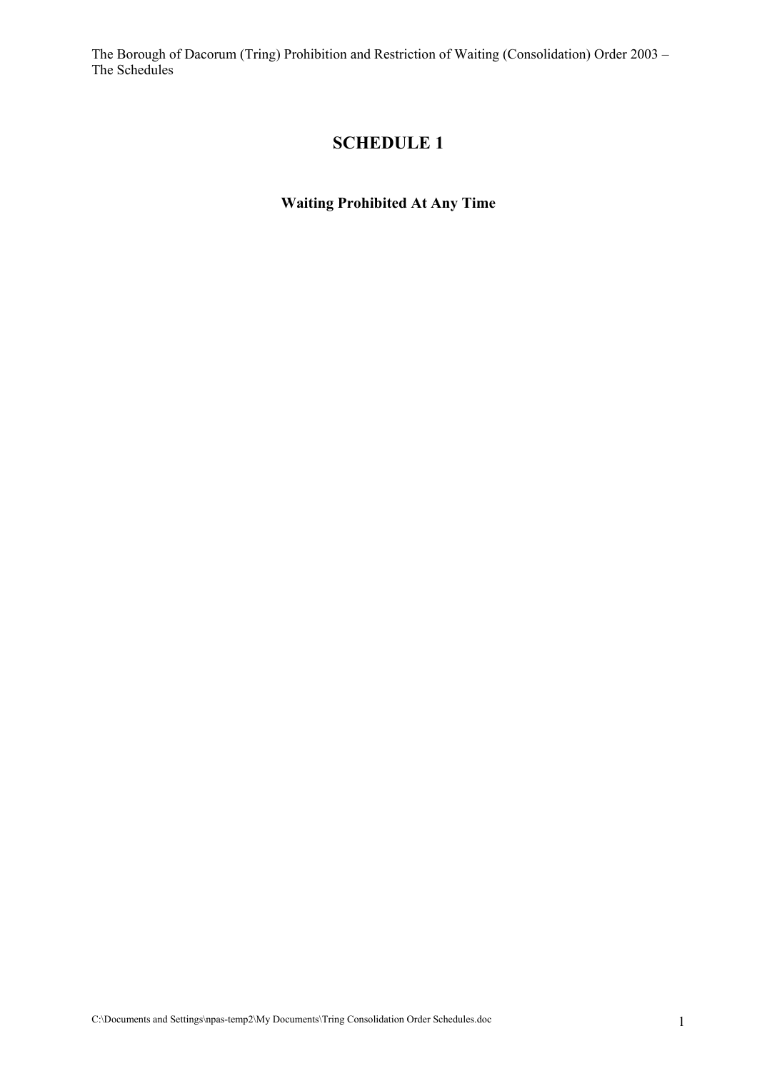# SCHEDULE 1

### Waiting Prohibited At Any Time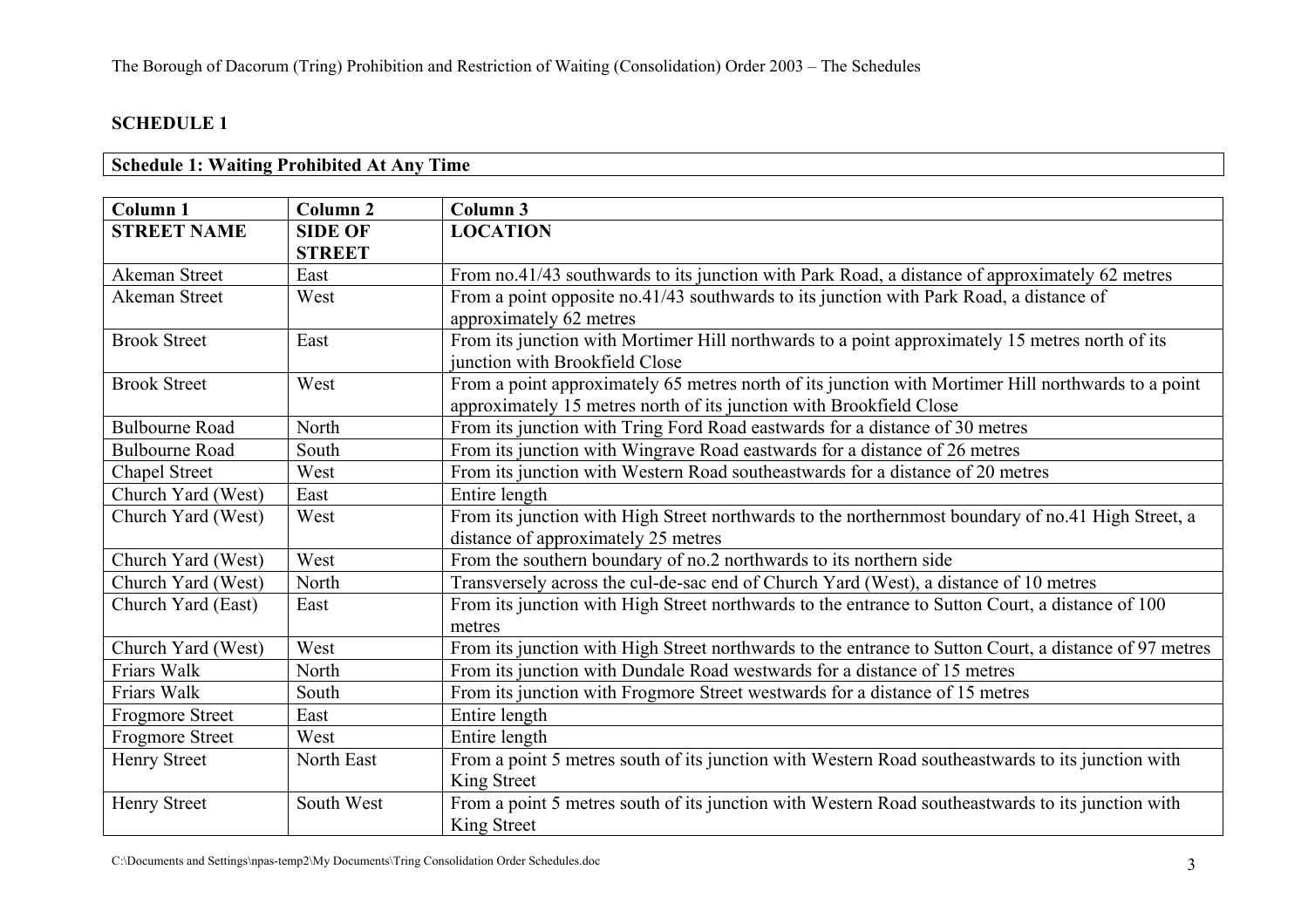## SCHEDULE 1

| Schedule 1: Waiting Prohibited At Any Time |
|---|

| Column 1 | Column 2 | Column 3 |
|---|---|---|
| **STREET NAME** | **SIDE OF STREET** | **LOCATION** |
| Akeman Street | East | From no.41/43 southwards to its junction with Park Road, a distance of approximately 62 metres |
| Akeman Street | West | From a point opposite no.41/43 southwards to its junction with Park Road, a distance of approximately 62 metres |
| Brook Street | East | From its junction with Mortimer Hill northwards to a point approximately 15 metres north of its junction with Brookfield Close |
| Brook Street | West | From a point approximately 65 metres north of its junction with Mortimer Hill northwards to a point approximately 15 metres north of its junction with Brookfield Close |
| Bulbourne Road | North | From its junction with Tring Ford Road eastwards for a distance of 30 metres |
| Bulbourne Road | South | From its junction with Wingrave Road eastwards for a distance of 26 metres |
| Chapel Street | West | From its junction with Western Road southeastwards for a distance of 20 metres |
| Church Yard (West) | East | Entire length |
| Church Yard (West) | West | From its junction with High Street northwards to the northernmost boundary of no.41 High Street, a distance of approximately 25 metres |
| Church Yard (West) | West | From the southern boundary of no.2 northwards to its northern side |
| Church Yard (West) | North | Transversely across the cul-de-sac end of Church Yard (West), a distance of 10 metres |
| Church Yard (East) | East | From its junction with High Street northwards to the entrance to Sutton Court, a distance of 100 metres |
| Church Yard (West) | West | From its junction with High Street northwards to the entrance to Sutton Court, a distance of 97 metres |
| Friars Walk | North | From its junction with Dundale Road westwards for a distance of 15 metres |
| Friars Walk | South | From its junction with Frogmore Street westwards for a distance of 15 metres |
| Frogmore Street | East | Entire length |
| Frogmore Street | West | Entire length |
| Henry Street | North East | From a point 5 metres south of its junction with Western Road southeastwards to its junction with King Street |
| Henry Street | South West | From a point 5 metres south of its junction with Western Road southeastwards to its junction with King Street |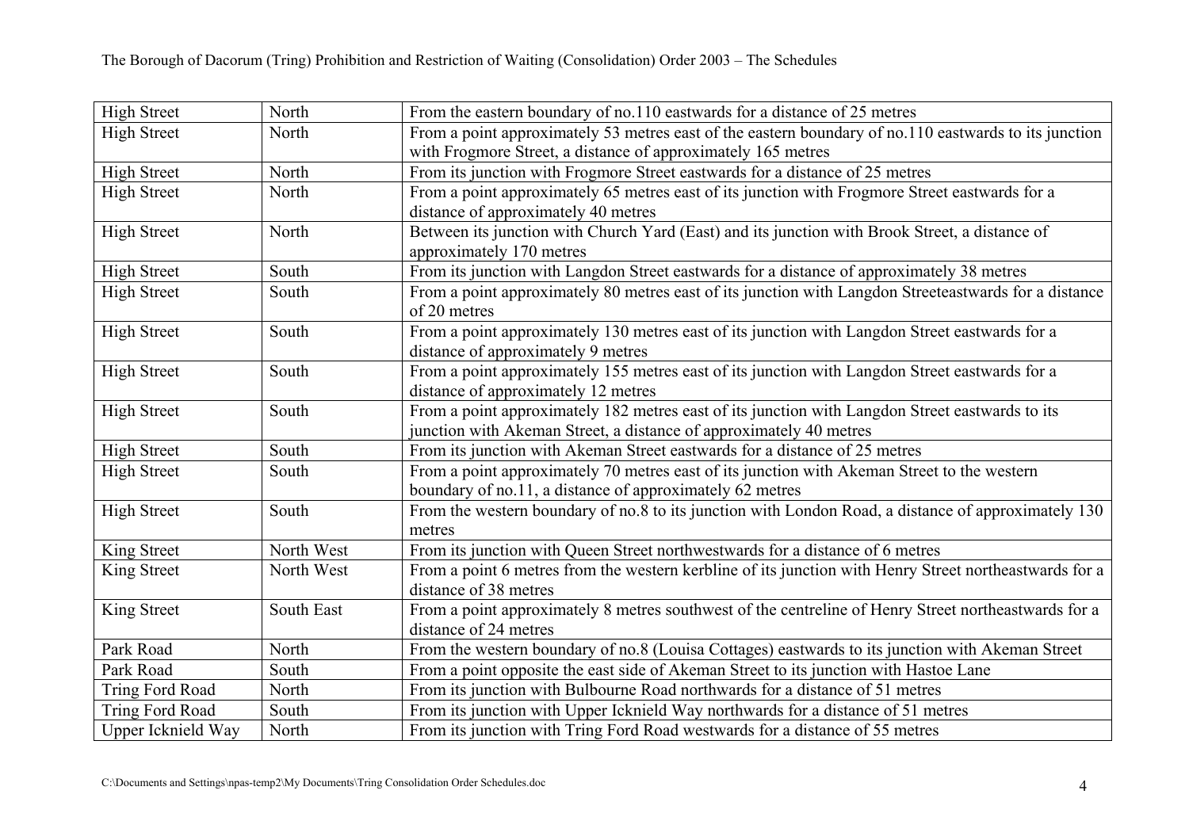| High Street | North | From the eastern boundary of no.110 eastwards for a distance of 25 metres |
|---|---|---|
| High Street | North | From a point approximately 53 metres east of the eastern boundary of no.110 eastwards to its junction with Frogmore Street, a distance of approximately 165 metres |
| High Street | North | From its junction with Frogmore Street eastwards for a distance of 25 metres |
| High Street | North | From a point approximately 65 metres east of its junction with Frogmore Street eastwards for a distance of approximately 40 metres |
| High Street | North | Between its junction with Church Yard (East) and its junction with Brook Street, a distance of approximately 170 metres |
| High Street | South | From its junction with Langdon Street eastwards for a distance of approximately 38 metres |
| High Street | South | From a point approximately 80 metres east of its junction with Langdon Streeteastwards for a distance of 20 metres |
| High Street | South | From a point approximately 130 metres east of its junction with Langdon Street eastwards for a distance of approximately 9 metres |
| High Street | South | From a point approximately 155 metres east of its junction with Langdon Street eastwards for a distance of approximately 12 metres |
| High Street | South | From a point approximately 182 metres east of its junction with Langdon Street eastwards to its junction with Akeman Street, a distance of approximately 40 metres |
| High Street | South | From its junction with Akeman Street eastwards for a distance of 25 metres |
| High Street | South | From a point approximately 70 metres east of its junction with Akeman Street to the western boundary of no.11, a distance of approximately 62 metres |
| High Street | South | From the western boundary of no.8 to its junction with London Road, a distance of approximately 130 metres |
| King Street | North West | From its junction with Queen Street northwestwards for a distance of 6 metres |
| King Street | North West | From a point 6 metres from the western kerbline of its junction with Henry Street northeastwards for a distance of 38 metres |
| King Street | South East | From a point approximately 8 metres southwest of the centreline of Henry Street northeastwards for a distance of 24 metres |
| Park Road | North | From the western boundary of no.8 (Louisa Cottages) eastwards to its junction with Akeman Street |
| Park Road | South | From a point opposite the east side of Akeman Street to its junction with Hastoe Lane |
| Tring Ford Road | North | From its junction with Bulbourne Road northwards for a distance of 51 metres |
| Tring Ford Road | South | From its junction with Upper Icknield Way northwards for a distance of 51 metres |
| Upper Icknield Way | North | From its junction with Tring Ford Road westwards for a distance of 55 metres |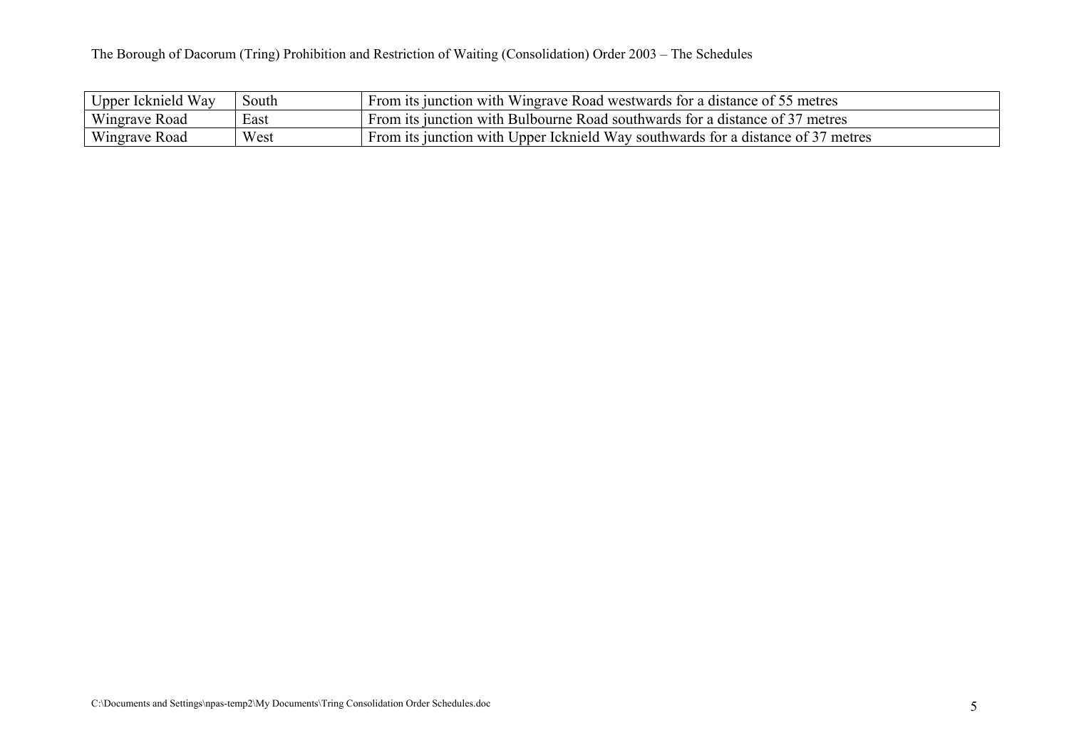| Upper Icknield Way | South | From its junction with Wingrave Road westwards for a distance of 55 metres |
|---|---|---|
| Wingrave Road | East | From its junction with Bulbourne Road southwards for a distance of 37 metres |
| Wingrave Road | West | From its junction with Upper Icknield Way southwards for a distance of 37 metres |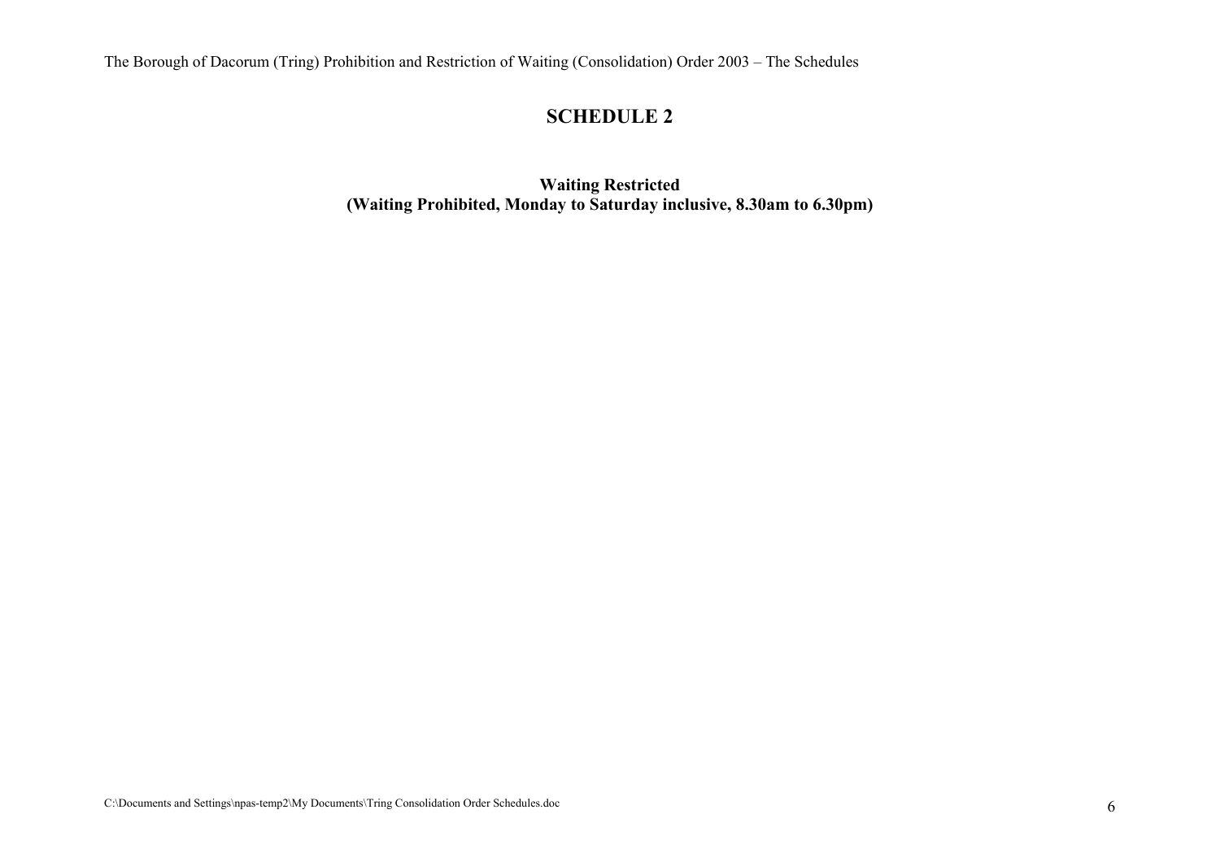# SCHEDULE 2

**Waiting Restricted**
**(Waiting Prohibited, Monday to Saturday inclusive, 8.30am to 6.30pm)**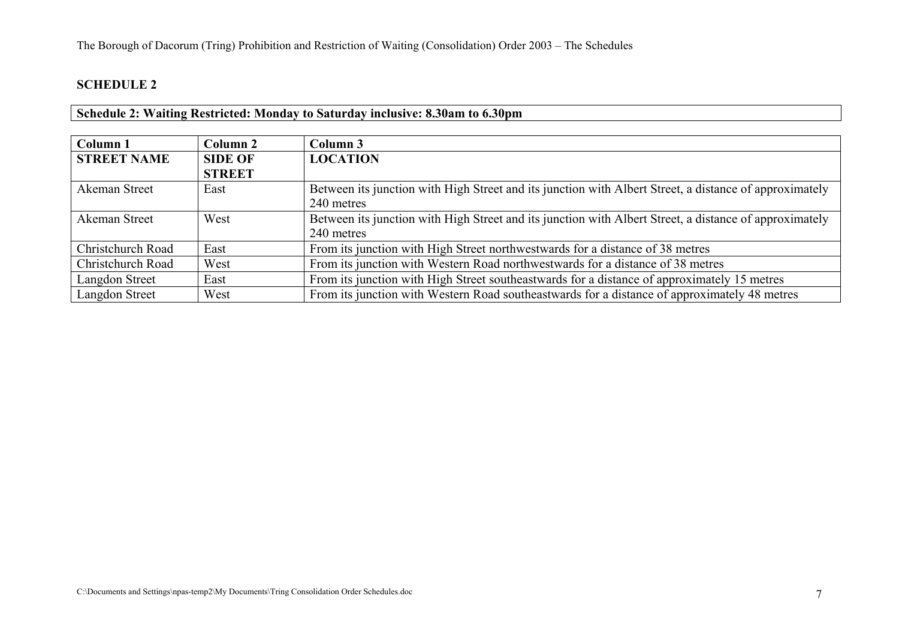## SCHEDULE 2

**Schedule 2: Waiting Restricted: Monday to Saturday inclusive: 8.30am to 6.30pm**

| Column 1 | Column 2 | Column 3 |
|---|---|---|
| **STREET NAME** | **SIDE OF STREET** | **LOCATION** |
| Akeman Street | East | Between its junction with High Street and its junction with Albert Street, a distance of approximately 240 metres |
| Akeman Street | West | Between its junction with High Street and its junction with Albert Street, a distance of approximately 240 metres |
| Christchurch Road | East | From its junction with High Street northwestwards for a distance of 38 metres |
| Christchurch Road | West | From its junction with Western Road northwestwards for a distance of 38 metres |
| Langdon Street | East | From its junction with High Street southeastwards for a distance of approximately 15 metres |
| Langdon Street | West | From its junction with Western Road southeastwards for a distance of approximately 48 metres |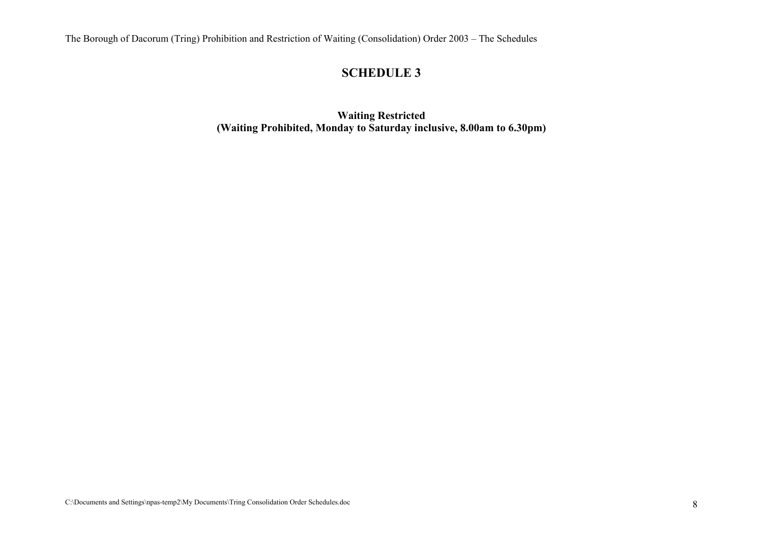# SCHEDULE 3

**Waiting Restricted**
**(Waiting Prohibited, Monday to Saturday inclusive, 8.00am to 6.30pm)**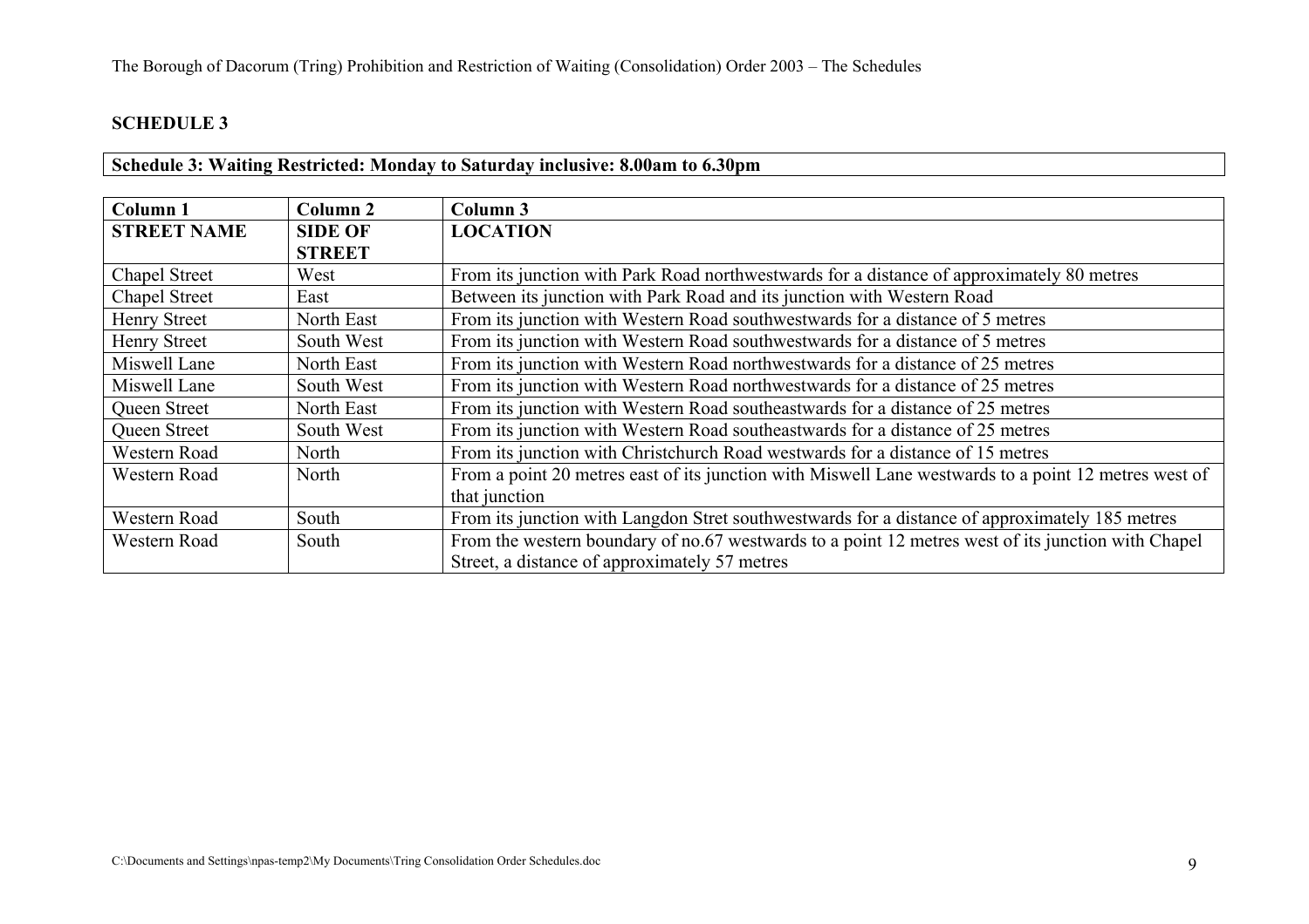## SCHEDULE 3

**Schedule 3: Waiting Restricted: Monday to Saturday inclusive: 8.00am to 6.30pm**

| Column 1 | Column 2 | Column 3 |
|---|---|---|
| **STREET NAME** | **SIDE OF STREET** | **LOCATION** |
| Chapel Street | West | From its junction with Park Road northwestwards for a distance of approximately 80 metres |
| Chapel Street | East | Between its junction with Park Road and its junction with Western Road |
| Henry Street | North East | From its junction with Western Road southwestwards for a distance of 5 metres |
| Henry Street | South West | From its junction with Western Road southwestwards for a distance of 5 metres |
| Miswell Lane | North East | From its junction with Western Road northwestwards for a distance of 25 metres |
| Miswell Lane | South West | From its junction with Western Road northwestwards for a distance of 25 metres |
| Queen Street | North East | From its junction with Western Road southeastwards for a distance of 25 metres |
| Queen Street | South West | From its junction with Western Road southeastwards for a distance of 25 metres |
| Western Road | North | From its junction with Christchurch Road westwards for a distance of 15 metres |
| Western Road | North | From a point 20 metres east of its junction with Miswell Lane westwards to a point 12 metres west of that junction |
| Western Road | South | From its junction with Langdon Stret southwestwards for a distance of approximately 185 metres |
| Western Road | South | From the western boundary of no.67 westwards to a point 12 metres west of its junction with Chapel Street, a distance of approximately 57 metres |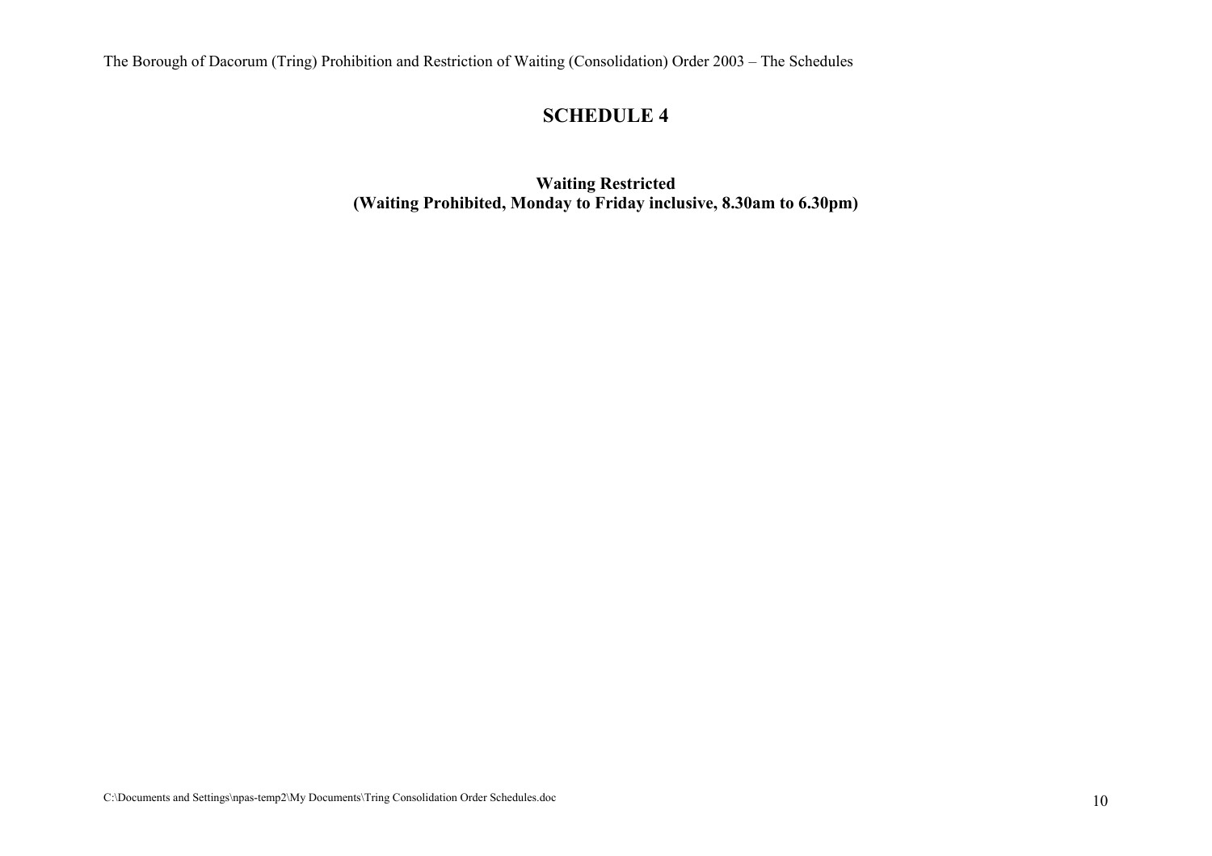# SCHEDULE 4

**Waiting Restricted**
**(Waiting Prohibited, Monday to Friday inclusive, 8.30am to 6.30pm)**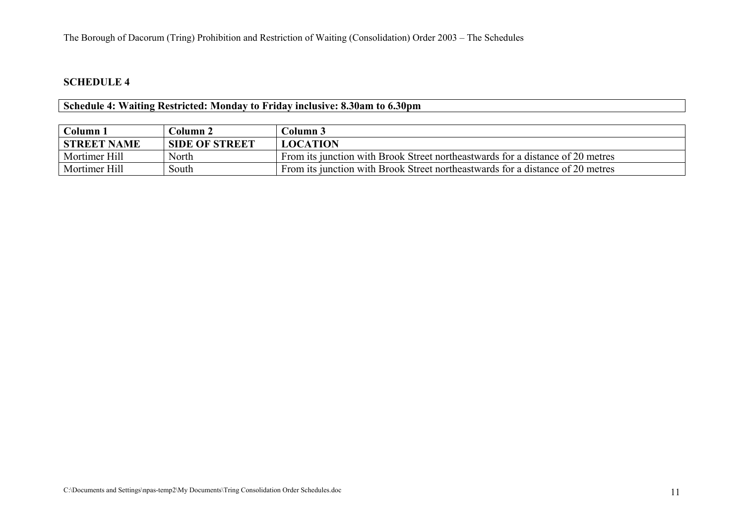## SCHEDULE 4

**Schedule 4: Waiting Restricted: Monday to Friday inclusive: 8.30am to 6.30pm**

| Column 1 | Column 2 | Column 3 |
|---|---|---|
| **STREET NAME** | **SIDE OF STREET** | **LOCATION** |
| Mortimer Hill | North | From its junction with Brook Street northeastwards for a distance of 20 metres |
| Mortimer Hill | South | From its junction with Brook Street northeastwards for a distance of 20 metres |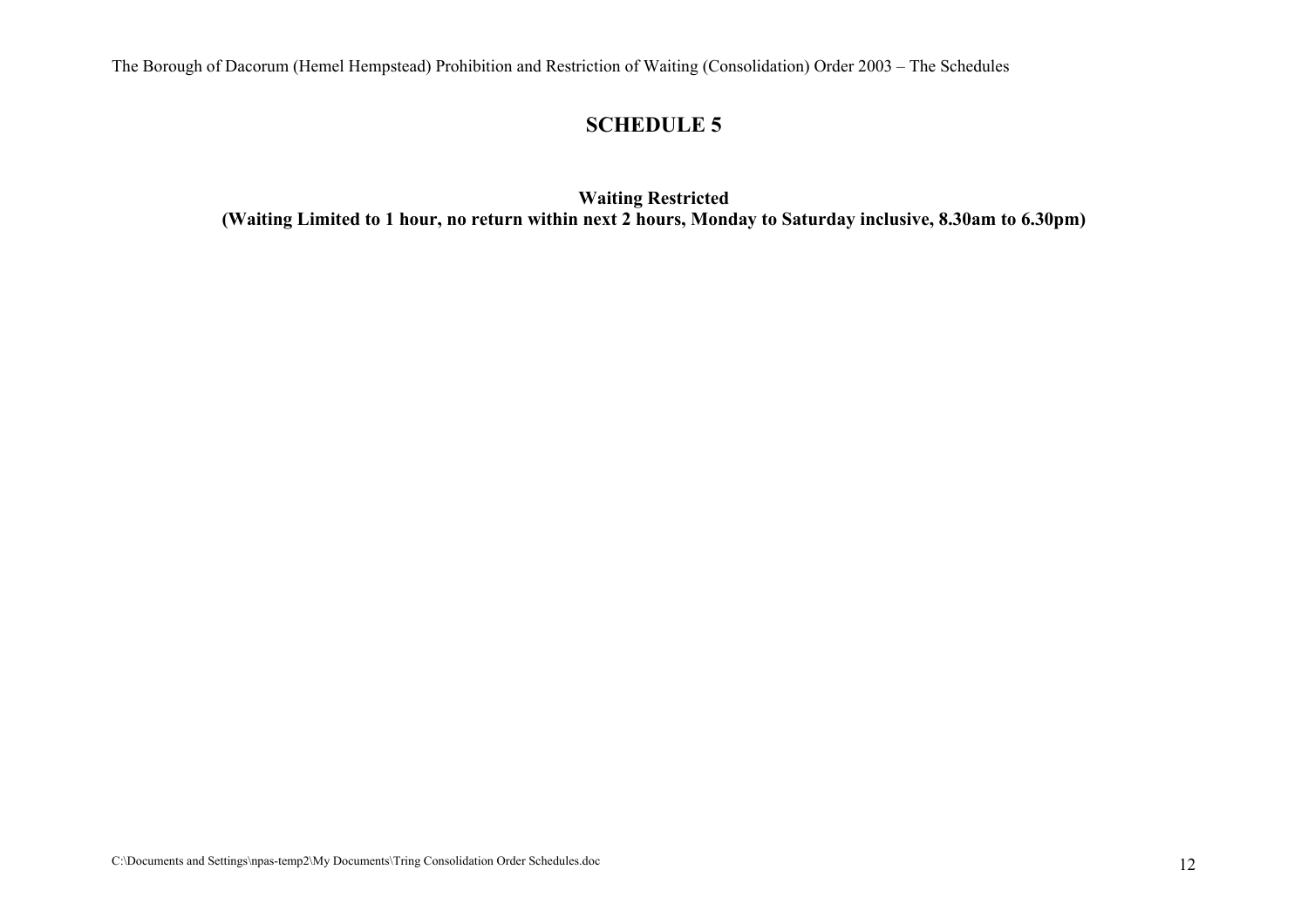# SCHEDULE 5

**Waiting Restricted**
**(Waiting Limited to 1 hour, no return within next 2 hours, Monday to Saturday inclusive, 8.30am to 6.30pm)**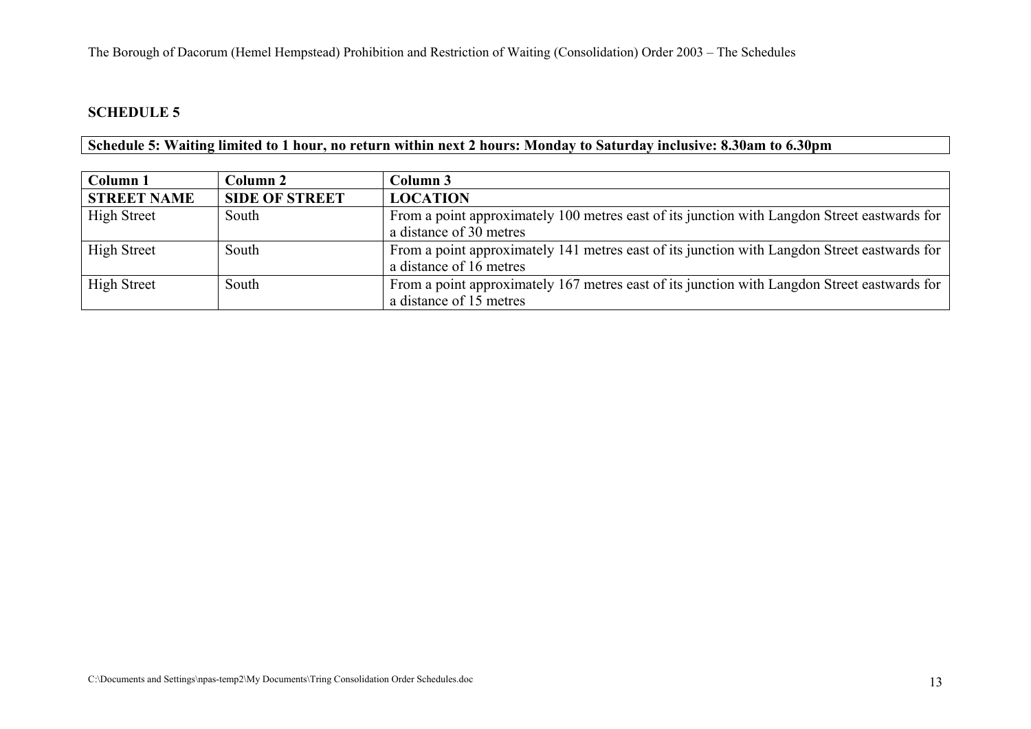## SCHEDULE 5

**Schedule 5: Waiting limited to 1 hour, no return within next 2 hours: Monday to Saturday inclusive: 8.30am to 6.30pm**

| Column 1 | Column 2 | Column 3 |
|---|---|---|
| **STREET NAME** | **SIDE OF STREET** | **LOCATION** |
| High Street | South | From a point approximately 100 metres east of its junction with Langdon Street eastwards for a distance of 30 metres |
| High Street | South | From a point approximately 141 metres east of its junction with Langdon Street eastwards for a distance of 16 metres |
| High Street | South | From a point approximately 167 metres east of its junction with Langdon Street eastwards for a distance of 15 metres |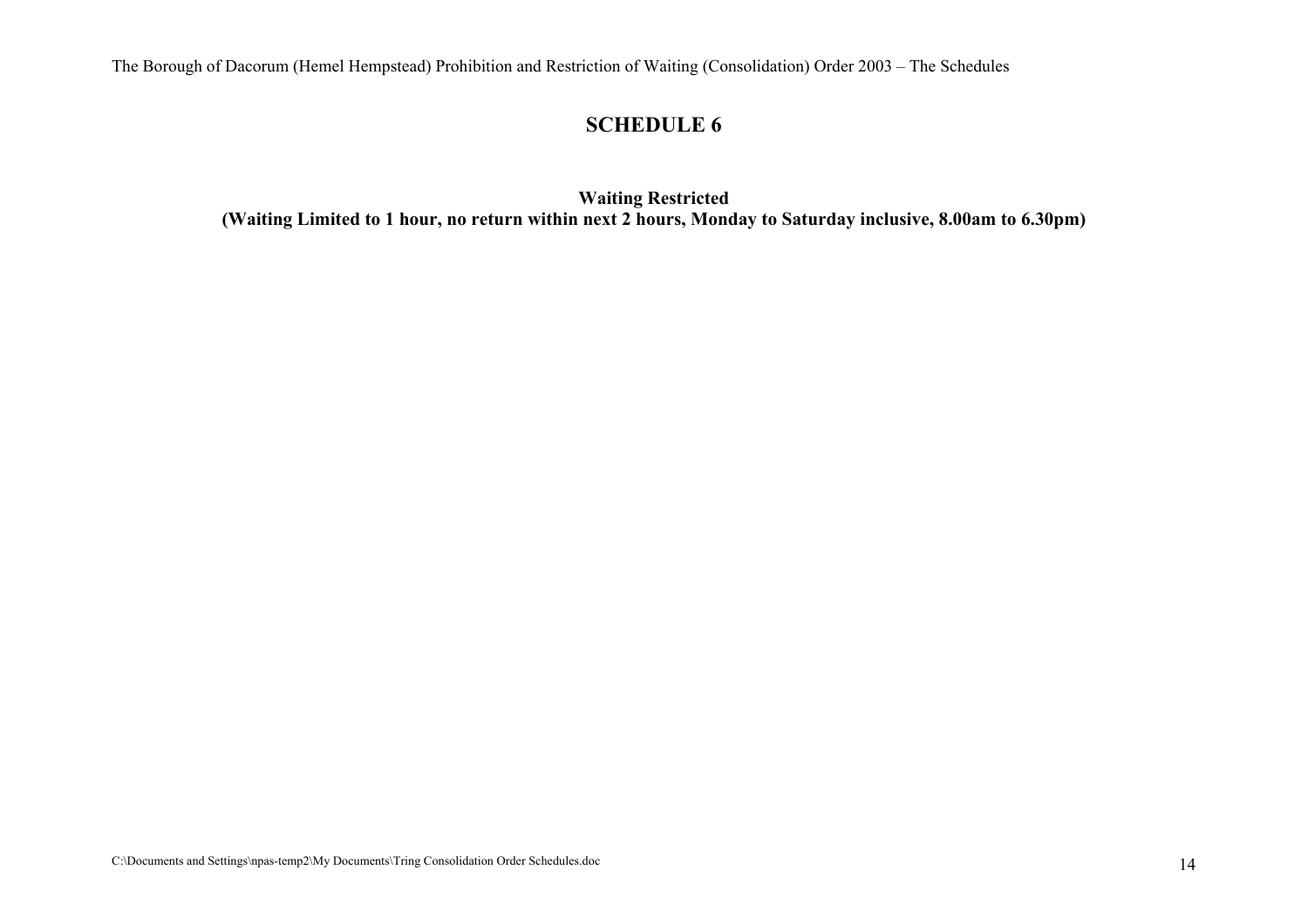# SCHEDULE 6

**Waiting Restricted**
**(Waiting Limited to 1 hour, no return within next 2 hours, Monday to Saturday inclusive, 8.00am to 6.30pm)**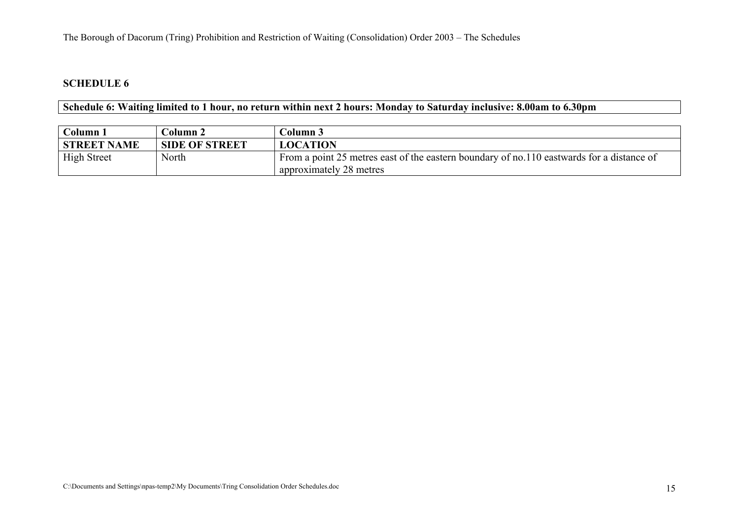## SCHEDULE 6

**Schedule 6: Waiting limited to 1 hour, no return within next 2 hours: Monday to Saturday inclusive: 8.00am to 6.30pm**

| Column 1 | Column 2 | Column 3 |
|---|---|---|
| **STREET NAME** | **SIDE OF STREET** | **LOCATION** |
| High Street | North | From a point 25 metres east of the eastern boundary of no.110 eastwards for a distance of approximately 28 metres |